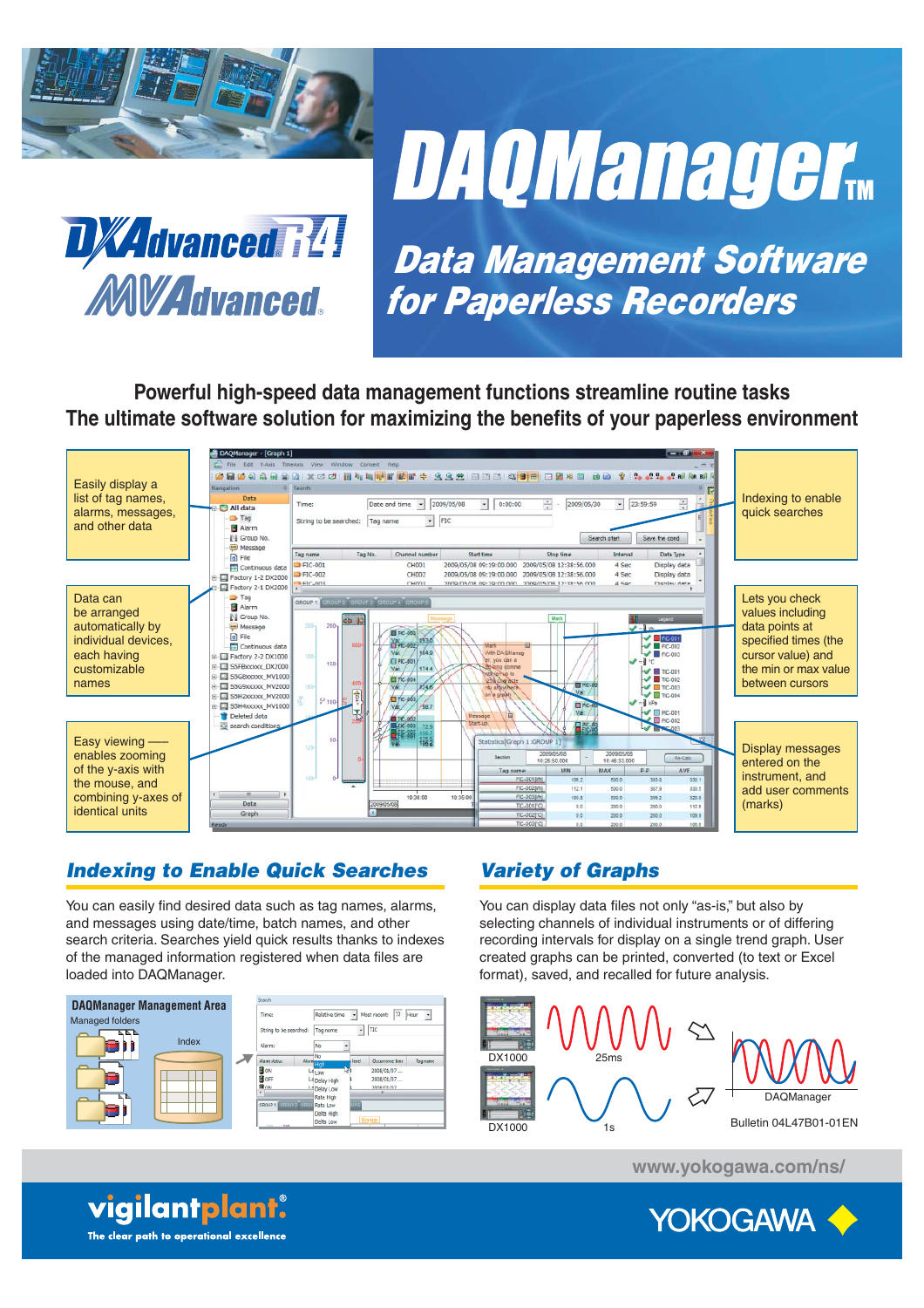# DAQManager™

DXAdvanced R4 
MVAdvanced

## Data Management Software for Paperless Recorders

**Powerful high-speed data management functions streamline routine tasks**
**The ultimate software solution for maximizing the benefits of your paperless environment**

Easily display a list of tag names, alarms, messages, and other data

Data can be arranged automatically by individual devices, each having customizable names

Easy viewing — enables zooming of the y-axis with the mouse, and combining y-axes of identical units

Indexing to enable quick searches

Lets you check values including data points at specified times (the cursor value) and the min or max value between cursors

Display messages entered on the instrument, and add user comments (marks)

## Indexing to Enable Quick Searches

You can easily find desired data such as tag names, alarms, and messages using date/time, batch names, and other search criteria. Searches yield quick results thanks to indexes of the managed information registered when data files are loaded into DAQManager.

DAQManager Management Area

Managed folders

Index

## Variety of Graphs

You can display data files not only "as-is," but also by selecting channels of individual instruments or of differing recording intervals for display on a single trend graph. User created graphs can be printed, converted (to text or Excel format), saved, and recalled for future analysis.

DX1000 25ms

DX1000 1s

DAQManager

Bulletin 04L47B01-01EN

www.yokogawa.com/ns/

vigilantplant® The clear path to operational excellence

YOKOGAWA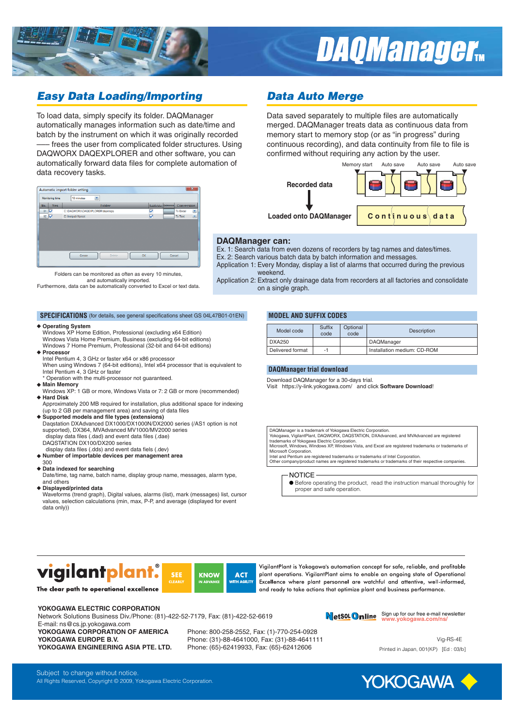# DAQManager™

## Easy Data Loading/Importing

To load data, simply specify its folder. DAQManager automatically manages information such as date/time and batch by the instrument on which it was originally recorded —— frees the user from complicated folder structures. Using DAQWORX DAQEXPLORER and other software, you can automatically forward data files for complete automation of data recovery tasks.

Folders can be monitored as often as every 10 minutes, and automatically imported.
Furthermore, data can be automatically converted to Excel or text data.

## Data Auto Merge

Data saved separately to multiple files are automatically merged. DAQManager treats data as continuous data from memory start to memory stop (or as "in progress" during continuous recording), and data continuity from file to file is confirmed without requiring any action by the user.

Memory start
Auto save
Auto save
Auto save
Recorded data
Loaded onto DAQManager
Continuous data

### DAQManager can:

Ex. 1: Search data from even dozens of recorders by tag names and dates/times.
Ex. 2: Search various batch data by batch information and messages.
Application 1: Every Monday, display a list of alarms that occurred during the previous weekend.
Application 2: Extract only drainage data from recorders at all factories and consolidate on a single graph.

## SPECIFICATIONS (for details, see general specifications sheet GS 04L47B01-01EN)

◆ **Operating System**
Windows XP Home Edition, Professional (excluding x64 Edition)
Windows Vista Home Premium, Business (excluding 64-bit editions)
Windows 7 Home Premium, Professional (32-bit and 64-bit editions)

◆ **Processor**
Intel Pentium 4, 3 GHz or faster x64 or x86 processor
When using Windows 7 (64-bit editions), Intel x64 processor that is equivalent to Intel Pentium 4, 3 GHz or faster
\* Operation with the multi-processor not guaranteed.

◆ **Main Memory**
Windows XP: 1 GB or more, Windows Vista or 7: 2 GB or more (recommended)

◆ **Hard Disk**
Approximately 200 MB required for installation, plus additional space for indexing (up to 2 GB per management area) and saving of data files

◆ **Supported models and file types (extensions)**
Daqstation DXAdvanced DX1000/DX1000N/DX2000 series (/AS1 option is not supported), DX364, MVAdvanced MV1000/MV2000 series
display data files (.dad) and event data files (.dae)
DAQSTATION DX100/DX200 series
display data files (.dds) and event data fiels (.dev)

◆ **Number of importable devices per management area**
300

◆ **Data indexed for searching**
Date/time, tag name, batch name, display group name, messages, alarm type, and others

◆ **Displayed/printed data**
Waveforms (trend graph), Digital values, alarms (list), mark (messages) list, cursor values, selection calculations (min, max, P-P, and average (displayed for event data only))

## MODEL AND SUFFIX CODES

| Model code | Suffix code | Optional code | Description |
|---|---|---|---|
| DXA250 | | | DAQManager |
| Delivered format | -1 | | Installation medium: CD-ROM |

## DAQManager trial download

Download DAQManager for a 30-days trial.
Visit https://y-link.yokogawa.com/ and click **Software Download**!

DAQManager is a trademark of Yokogawa Electric Corporation.
Yokogawa, VigilantPlant, DAQWORX, DAQSTATION, DXAdvanced, and MVAdvanced are registered trademarks of Yokogawa Electric Corporation.
Microsoft, Windows, Windows XP, Windows Vista, and Excel are registered trademarks or trademarks of Microsoft Corporation.
Intel and Pentium are registered trademarks or trademarks of Intel Corporation.
Other company/product names are registered trademarks or trademarks of their respective companies.

**NOTICE**
● Before operating the product, read the instruction manual thoroughly for proper and safe operation.

**vigilantplant.®** The clear path to operational excellence — SEE CLEARLY | KNOW IN ADVANCE | ACT WITH AGILITY

VigilantPlant is Yokogawa's automation concept for safe, reliable, and profitable plant operations. VigilantPlant aims to enable an ongoing state of Operational Excellence where plant personnel are watchful and attentive, well-informed, and ready to take actions that optimize plant and business performance.

**YOKOGAWA ELECTRIC CORPORATION**
Network Solutions Business Div./Phone: (81)-422-52-7179, Fax: (81)-422-52-6619
E-mail: ns@cs.jp.yokogawa.com
**YOKOGAWA CORPORATION OF AMERICA** Phone: 800-258-2552, Fax: (1)-770-254-0928
**YOKOGAWA EUROPE B.V.** Phone: (31)-88-4641000, Fax: (31)-88-4641111
**YOKOGAWA ENGINEERING ASIA PTE. LTD.** Phone: (65)-62419933, Fax: (65)-62412606

NetSOL Online — Sign up for our free e-mail newsletter www.yokogawa.com/ns/

Vig-RS-4E
Printed in Japan, 001(KP) [Ed : 03/b]

Subject to change without notice.
All Rights Reserved, Copyright © 2009, Yokogawa Electric Corporation.

YOKOGAWA